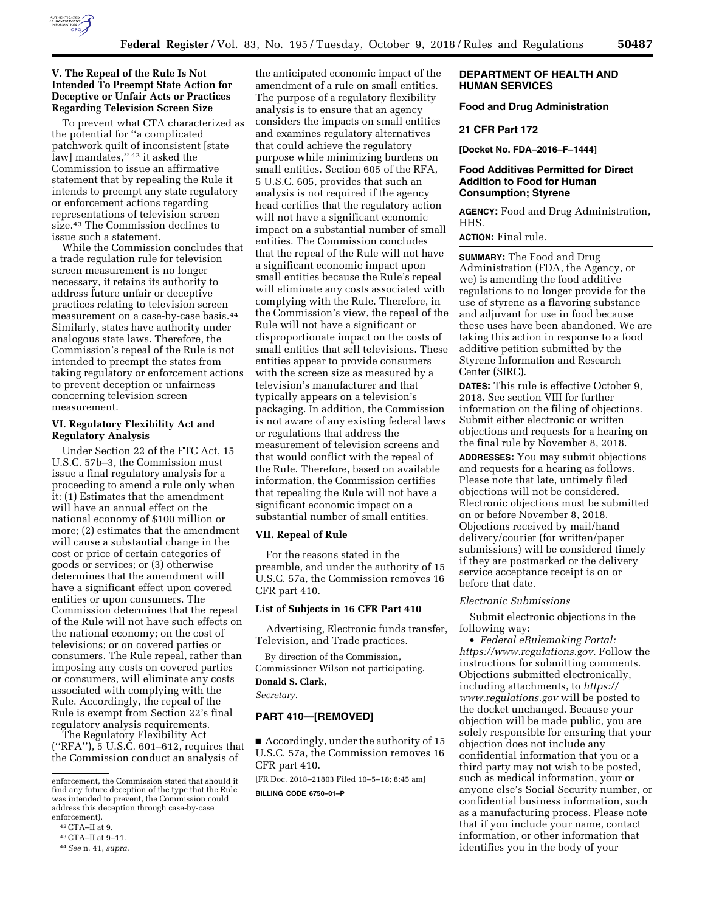### V. The Repeal of the Rule Is Not Intended To Preempt State Action for Deceptive or Unfair Acts or Practices Regarding Television Screen Size

To prevent what CTA characterized as the potential for ''a complicated patchwork quilt of inconsistent [state law] mandates,'' [42] it asked the Commission to issue an affirmative statement that by repealing the Rule it intends to preempt any state regulatory or enforcement actions regarding representations of television screen size.[43] The Commission declines to issue such a statement.

While the Commission concludes that a trade regulation rule for television screen measurement is no longer necessary, it retains its authority to address future unfair or deceptive practices relating to television screen measurement on a case-by-case basis.[44] Similarly, states have authority under analogous state laws. Therefore, the Commission's repeal of the Rule is not intended to preempt the states from taking regulatory or enforcement actions to prevent deception or unfairness concerning television screen measurement.

### VI. Regulatory Flexibility Act and Regulatory Analysis

Under Section 22 of the FTC Act, 15 U.S.C. 57b–3, the Commission must issue a final regulatory analysis for a proceeding to amend a rule only when it: (1) Estimates that the amendment will have an annual effect on the national economy of $100 million or more; (2) estimates that the amendment will cause a substantial change in the cost or price of certain categories of goods or services; or (3) otherwise determines that the amendment will have a significant effect upon covered entities or upon consumers. The Commission determines that the repeal of the Rule will not have such effects on the national economy; on the cost of televisions; or on covered parties or consumers. The Rule repeal, rather than imposing any costs on covered parties or consumers, will eliminate any costs associated with complying with the Rule. Accordingly, the repeal of the Rule is exempt from Section 22's final regulatory analysis requirements.

The Regulatory Flexibility Act (''RFA''), 5 U.S.C. 601–612, requires that the Commission conduct an analysis of the anticipated economic impact of the amendment of a rule on small entities. The purpose of a regulatory flexibility analysis is to ensure that an agency considers the impacts on small entities and examines regulatory alternatives that could achieve the regulatory purpose while minimizing burdens on small entities. Section 605 of the RFA, 5 U.S.C. 605, provides that such an analysis is not required if the agency head certifies that the regulatory action will not have a significant economic impact on a substantial number of small entities. The Commission concludes that the repeal of the Rule will not have a significant economic impact upon small entities because the Rule's repeal will eliminate any costs associated with complying with the Rule. Therefore, in the Commission's view, the repeal of the Rule will not have a significant or disproportionate impact on the costs of small entities that sell televisions. These entities appear to provide consumers with the screen size as measured by a television's manufacturer and that typically appears on a television's packaging. In addition, the Commission is not aware of any existing federal laws or regulations that address the measurement of television screens and that would conflict with the repeal of the Rule. Therefore, based on available information, the Commission certifies that repealing the Rule will not have a significant economic impact on a substantial number of small entities.

### VII. Repeal of Rule

For the reasons stated in the preamble, and under the authority of 15 U.S.C. 57a, the Commission removes 16 CFR part 410.

#### List of Subjects in 16 CFR Part 410

Advertising, Electronic funds transfer, Television, and Trade practices.

By direction of the Commission, Commissioner Wilson not participating.

**Donald S. Clark,**

*Secretary.*

## PART 410—[REMOVED]

■ Accordingly, under the authority of 15 U.S.C. 57a, the Commission removes 16 CFR part 410.

[FR Doc. 2018–21803 Filed 10–5–18; 8:45 am]

**BILLING CODE 6750–01–P**

---

enforcement, the Commission stated that should it find any future deception of the type that the Rule was intended to prevent, the Commission could address this deception through case-by-case enforcement).

[42] CTA–II at 9.

[43] CTA–II at 9–11.

[44] *See* n. 41, *supra.*

---

## DEPARTMENT OF HEALTH AND HUMAN SERVICES

## Food and Drug Administration

## 21 CFR Part 172

**[Docket No. FDA–2016–F–1444]**

## Food Additives Permitted for Direct Addition to Food for Human Consumption; Styrene

**AGENCY:** Food and Drug Administration, HHS.

**ACTION:** Final rule.

**SUMMARY:** The Food and Drug Administration (FDA, the Agency, or we) is amending the food additive regulations to no longer provide for the use of styrene as a flavoring substance and adjuvant for use in food because these uses have been abandoned. We are taking this action in response to a food additive petition submitted by the Styrene Information and Research Center (SIRC).

**DATES:** This rule is effective October 9, 2018. See section VIII for further information on the filing of objections. Submit either electronic or written objections and requests for a hearing on the final rule by November 8, 2018.

**ADDRESSES:** You may submit objections and requests for a hearing as follows. Please note that late, untimely filed objections will not be considered. Electronic objections must be submitted on or before November 8, 2018. Objections received by mail/hand delivery/courier (for written/paper submissions) will be considered timely if they are postmarked or the delivery service acceptance receipt is on or before that date.

*Electronic Submissions*

Submit electronic objections in the following way:

• *Federal eRulemaking Portal: https://www.regulations.gov.* Follow the instructions for submitting comments. Objections submitted electronically, including attachments, to *https://www.regulations.gov* will be posted to the docket unchanged. Because your objection will be made public, you are solely responsible for ensuring that your objection does not include any confidential information that you or a third party may not wish to be posted, such as medical information, your or anyone else's Social Security number, or confidential business information, such as a manufacturing process. Please note that if you include your name, contact information, or other information that identifies you in the body of your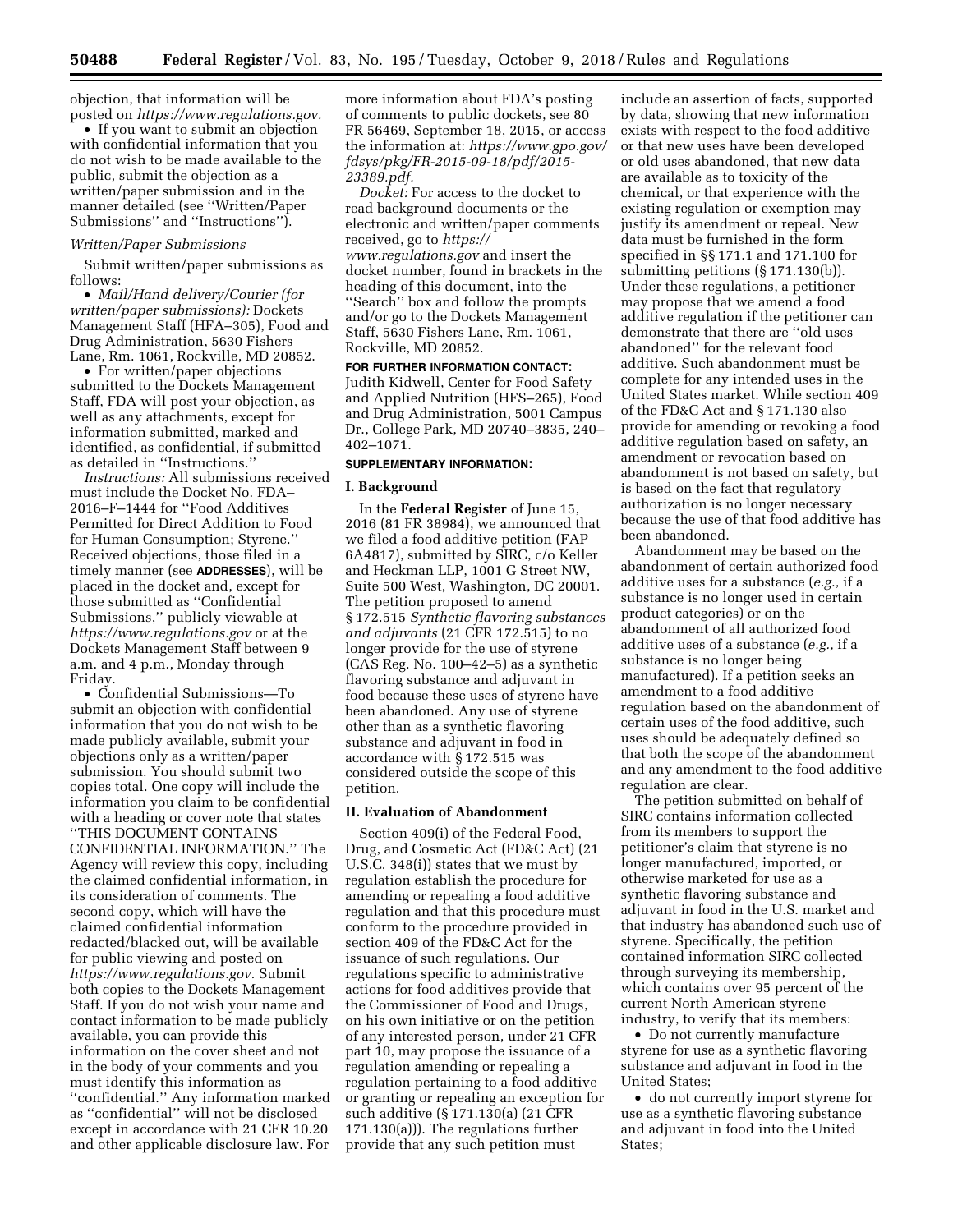objection, that information will be posted on *https://www.regulations.gov.*

- If you want to submit an objection with confidential information that you do not wish to be made available to the public, submit the objection as a written/paper submission and in the manner detailed (see ''Written/Paper Submissions'' and ''Instructions'').

*Written/Paper Submissions*

Submit written/paper submissions as follows:

- *Mail/Hand delivery/Courier (for written/paper submissions):* Dockets Management Staff (HFA–305), Food and Drug Administration, 5630 Fishers Lane, Rm. 1061, Rockville, MD 20852.
- For written/paper objections submitted to the Dockets Management Staff, FDA will post your objection, as well as any attachments, except for information submitted, marked and identified, as confidential, if submitted as detailed in ''Instructions.''

*Instructions:* All submissions received must include the Docket No. FDA–2016–F–1444 for ''Food Additives Permitted for Direct Addition to Food for Human Consumption; Styrene.'' Received objections, those filed in a timely manner (see **ADDRESSES**), will be placed in the docket and, except for those submitted as ''Confidential Submissions,'' publicly viewable at *https://www.regulations.gov* or at the Dockets Management Staff between 9 a.m. and 4 p.m., Monday through Friday.

- Confidential Submissions—To submit an objection with confidential information that you do not wish to be made publicly available, submit your objections only as a written/paper submission. You should submit two copies total. One copy will include the information you claim to be confidential with a heading or cover note that states ''THIS DOCUMENT CONTAINS CONFIDENTIAL INFORMATION.'' The Agency will review this copy, including the claimed confidential information, in its consideration of comments. The second copy, which will have the claimed confidential information redacted/blacked out, will be available for public viewing and posted on *https://www.regulations.gov.* Submit both copies to the Dockets Management Staff. If you do not wish your name and contact information to be made publicly available, you can provide this information on the cover sheet and not in the body of your comments and you must identify this information as ''confidential.'' Any information marked as ''confidential'' will not be disclosed except in accordance with 21 CFR 10.20 and other applicable disclosure law. For more information about FDA's posting of comments to public dockets, see 80 FR 56469, September 18, 2015, or access the information at: *https://www.gpo.gov/fdsys/pkg/FR-2015-09-18/pdf/2015-23389.pdf.*

*Docket:* For access to the docket to read background documents or the electronic and written/paper comments received, go to *https://www.regulations.gov* and insert the docket number, found in brackets in the heading of this document, into the ''Search'' box and follow the prompts and/or go to the Dockets Management Staff, 5630 Fishers Lane, Rm. 1061, Rockville, MD 20852.

**FOR FURTHER INFORMATION CONTACT:** Judith Kidwell, Center for Food Safety and Applied Nutrition (HFS–265), Food and Drug Administration, 5001 Campus Dr., College Park, MD 20740–3835, 240–402–1071.

**SUPPLEMENTARY INFORMATION:**

## I. Background

In the **Federal Register** of June 15, 2016 (81 FR 38984), we announced that we filed a food additive petition (FAP 6A4817), submitted by SIRC, c/o Keller and Heckman LLP, 1001 G Street NW, Suite 500 West, Washington, DC 20001. The petition proposed to amend § 172.515 *Synthetic flavoring substances and adjuvants* (21 CFR 172.515) to no longer provide for the use of styrene (CAS Reg. No. 100–42–5) as a synthetic flavoring substance and adjuvant in food because these uses of styrene have been abandoned. Any use of styrene other than as a synthetic flavoring substance and adjuvant in food in accordance with § 172.515 was considered outside the scope of this petition.

## II. Evaluation of Abandonment

Section 409(i) of the Federal Food, Drug, and Cosmetic Act (FD&C Act) (21 U.S.C. 348(i)) states that we must by regulation establish the procedure for amending or repealing a food additive regulation and that this procedure must conform to the procedure provided in section 409 of the FD&C Act for the issuance of such regulations. Our regulations specific to administrative actions for food additives provide that the Commissioner of Food and Drugs, on his own initiative or on the petition of any interested person, under 21 CFR part 10, may propose the issuance of a regulation amending or repealing a regulation pertaining to a food additive or granting or repealing an exception for such additive (§ 171.130(a) (21 CFR 171.130(a))). The regulations further provide that any such petition must include an assertion of facts, supported by data, showing that new information exists with respect to the food additive or that new uses have been developed or old uses abandoned, that new data are available as to toxicity of the chemical, or that experience with the existing regulation or exemption may justify its amendment or repeal. New data must be furnished in the form specified in §§ 171.1 and 171.100 for submitting petitions (§ 171.130(b)). Under these regulations, a petitioner may propose that we amend a food additive regulation if the petitioner can demonstrate that there are ''old uses abandoned'' for the relevant food additive. Such abandonment must be complete for any intended uses in the United States market. While section 409 of the FD&C Act and § 171.130 also provide for amending or revoking a food additive regulation based on safety, an amendment or revocation based on abandonment is not based on safety, but is based on the fact that regulatory authorization is no longer necessary because the use of that food additive has been abandoned.

Abandonment may be based on the abandonment of certain authorized food additive uses for a substance (*e.g.,* if a substance is no longer used in certain product categories) or on the abandonment of all authorized food additive uses of a substance (*e.g.,* if a substance is no longer being manufactured). If a petition seeks an amendment to a food additive regulation based on the abandonment of certain uses of the food additive, such uses should be adequately defined so that both the scope of the abandonment and any amendment to the food additive regulation are clear.

The petition submitted on behalf of SIRC contains information collected from its members to support the petitioner's claim that styrene is no longer manufactured, imported, or otherwise marketed for use as a synthetic flavoring substance and adjuvant in food in the U.S. market and that industry has abandoned such use of styrene. Specifically, the petition contained information SIRC collected through surveying its membership, which contains over 95 percent of the current North American styrene industry, to verify that its members:

- Do not currently manufacture styrene for use as a synthetic flavoring substance and adjuvant in food in the United States;
- do not currently import styrene for use as a synthetic flavoring substance and adjuvant in food into the United States;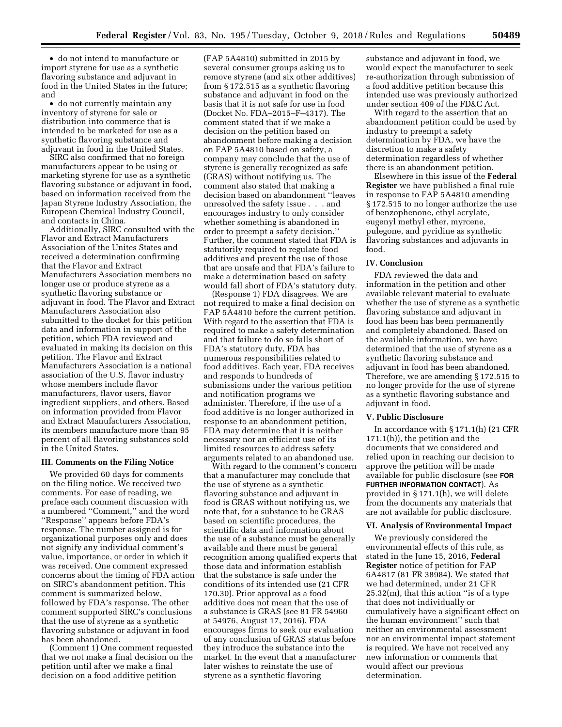- do not intend to manufacture or import styrene for use as a synthetic flavoring substance and adjuvant in food in the United States in the future; and
- do not currently maintain any inventory of styrene for sale or distribution into commerce that is intended to be marketed for use as a synthetic flavoring substance and adjuvant in food in the United States.

SIRC also confirmed that no foreign manufacturers appear to be using or marketing styrene for use as a synthetic flavoring substance or adjuvant in food, based on information received from the Japan Styrene Industry Association, the European Chemical Industry Council, and contacts in China.

Additionally, SIRC consulted with the Flavor and Extract Manufacturers Association of the Unites States and received a determination confirming that the Flavor and Extract Manufacturers Association members no longer use or produce styrene as a synthetic flavoring substance or adjuvant in food. The Flavor and Extract Manufacturers Association also submitted to the docket for this petition data and information in support of the petition, which FDA reviewed and evaluated in making its decision on this petition. The Flavor and Extract Manufacturers Association is a national association of the U.S. flavor industry whose members include flavor manufacturers, flavor users, flavor ingredient suppliers, and others. Based on information provided from Flavor and Extract Manufacturers Association, its members manufacture more than 95 percent of all flavoring substances sold in the United States.

## III. Comments on the Filing Notice

We provided 60 days for comments on the filing notice. We received two comments. For ease of reading, we preface each comment discussion with a numbered ''Comment,'' and the word ''Response'' appears before FDA's response. The number assigned is for organizational purposes only and does not signify any individual comment's value, importance, or order in which it was received. One comment expressed concerns about the timing of FDA action on SIRC's abandonment petition. This comment is summarized below, followed by FDA's response. The other comment supported SIRC's conclusions that the use of styrene as a synthetic flavoring substance or adjuvant in food has been abandoned.

(Comment 1) One comment requested that we not make a final decision on the petition until after we make a final decision on a food additive petition (FAP 5A4810) submitted in 2015 by several consumer groups asking us to remove styrene (and six other additives) from § 172.515 as a synthetic flavoring substance and adjuvant in food on the basis that it is not safe for use in food (Docket No. FDA–2015–F–4317). The comment stated that if we make a decision on the petition based on abandonment before making a decision on FAP 5A4810 based on safety, a company may conclude that the use of styrene is generally recognized as safe (GRAS) without notifying us. The comment also stated that making a decision based on abandonment ''leaves unresolved the safety issue . . . and encourages industry to only consider whether something is abandoned in order to preempt a safety decision.'' Further, the comment stated that FDA is statutorily required to regulate food additives and prevent the use of those that are unsafe and that FDA's failure to make a determination based on safety would fall short of FDA's statutory duty.

(Response 1) FDA disagrees. We are not required to make a final decision on FAP 5A4810 before the current petition. With regard to the assertion that FDA is required to make a safety determination and that failure to do so falls short of FDA's statutory duty, FDA has numerous responsibilities related to food additives. Each year, FDA receives and responds to hundreds of submissions under the various petition and notification programs we administer. Therefore, if the use of a food additive is no longer authorized in response to an abandonment petition, FDA may determine that it is neither necessary nor an efficient use of its limited resources to address safety arguments related to an abandoned use.

With regard to the comment's concern that a manufacturer may conclude that the use of styrene as a synthetic flavoring substance and adjuvant in food is GRAS without notifying us, we note that, for a substance to be GRAS based on scientific procedures, the scientific data and information about the use of a substance must be generally available and there must be general recognition among qualified experts that those data and information establish that the substance is safe under the conditions of its intended use (21 CFR 170.30). Prior approval as a food additive does not mean that the use of a substance is GRAS (see 81 FR 54960 at 54976, August 17, 2016). FDA encourages firms to seek our evaluation of any conclusion of GRAS status before they introduce the substance into the market. In the event that a manufacturer later wishes to reinstate the use of styrene as a synthetic flavoring substance and adjuvant in food, we would expect the manufacturer to seek re-authorization through submission of a food additive petition because this intended use was previously authorized under section 409 of the FD&C Act.

With regard to the assertion that an abandonment petition could be used by industry to preempt a safety determination by FDA, we have the discretion to make a safety determination regardless of whether there is an abandonment petition.

Elsewhere in this issue of the **Federal Register** we have published a final rule in response to FAP 5A4810 amending § 172.515 to no longer authorize the use of benzophenone, ethyl acrylate, eugenyl methyl ether, myrcene, pulegone, and pyridine as synthetic flavoring substances and adjuvants in food.

## IV. Conclusion

FDA reviewed the data and information in the petition and other available relevant material to evaluate whether the use of styrene as a synthetic flavoring substance and adjuvant in food has been has been permanently and completely abandoned. Based on the available information, we have determined that the use of styrene as a synthetic flavoring substance and adjuvant in food has been abandoned. Therefore, we are amending § 172.515 to no longer provide for the use of styrene as a synthetic flavoring substance and adjuvant in food.

## V. Public Disclosure

In accordance with § 171.1(h) (21 CFR 171.1(h)), the petition and the documents that we considered and relied upon in reaching our decision to approve the petition will be made available for public disclosure (see **FOR FURTHER INFORMATION CONTACT**). As provided in § 171.1(h), we will delete from the documents any materials that are not available for public disclosure.

## VI. Analysis of Environmental Impact

We previously considered the environmental effects of this rule, as stated in the June 15, 2016, **Federal Register** notice of petition for FAP 6A4817 (81 FR 38984). We stated that we had determined, under 21 CFR 25.32(m), that this action ''is of a type that does not individually or cumulatively have a significant effect on the human environment'' such that neither an environmental assessment nor an environmental impact statement is required. We have not received any new information or comments that would affect our previous determination.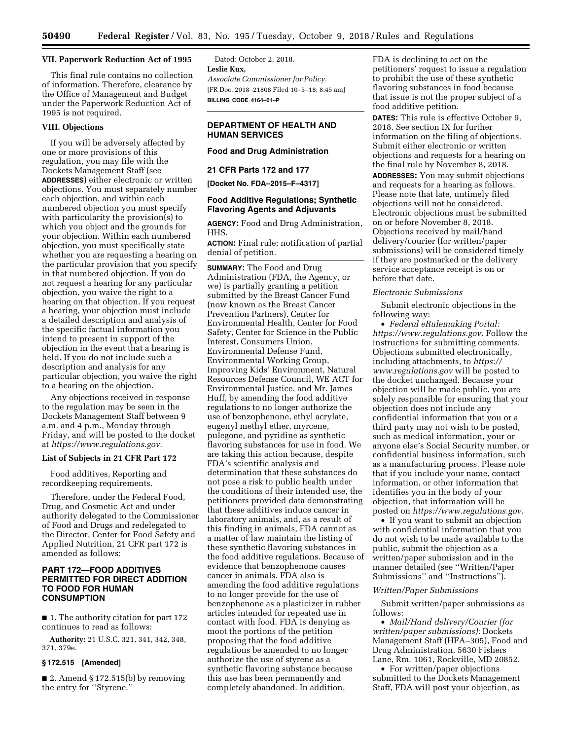## VII. Paperwork Reduction Act of 1995

This final rule contains no collection of information. Therefore, clearance by the Office of Management and Budget under the Paperwork Reduction Act of 1995 is not required.

## VIII. Objections

If you will be adversely affected by one or more provisions of this regulation, you may file with the Dockets Management Staff (see **ADDRESSES**) either electronic or written objections. You must separately number each objection, and within each numbered objection you must specify with particularity the provision(s) to which you object and the grounds for your objection. Within each numbered objection, you must specifically state whether you are requesting a hearing on the particular provision that you specify in that numbered objection. If you do not request a hearing for any particular objection, you waive the right to a hearing on that objection. If you request a hearing, your objection must include a detailed description and analysis of the specific factual information you intend to present in support of the objection in the event that a hearing is held. If you do not include such a description and analysis for any particular objection, you waive the right to a hearing on the objection.

Any objections received in response to the regulation may be seen in the Dockets Management Staff between 9 a.m. and 4 p.m., Monday through Friday, and will be posted to the docket at *https://www.regulations.gov.*

### List of Subjects in 21 CFR Part 172

Food additives, Reporting and recordkeeping requirements.

Therefore, under the Federal Food, Drug, and Cosmetic Act and under authority delegated to the Commissioner of Food and Drugs and redelegated to the Director, Center for Food Safety and Applied Nutrition, 21 CFR part 172 is amended as follows:

## PART 172—FOOD ADDITIVES PERMITTED FOR DIRECT ADDITION TO FOOD FOR HUMAN CONSUMPTION

■ 1. The authority citation for part 172 continues to read as follows:

**Authority:** 21 U.S.C. 321, 341, 342, 348, 371, 379e.

### § 172.515 [Amended]

■ 2. Amend § 172.515(b) by removing the entry for ''Styrene.''

Dated: October 2, 2018.

**Leslie Kux,**

*Associate Commissioner for Policy.*

[FR Doc. 2018–21808 Filed 10–5–18; 8:45 am]

**BILLING CODE 4164–01–P**

---

## DEPARTMENT OF HEALTH AND HUMAN SERVICES

## Food and Drug Administration

## 21 CFR Parts 172 and 177

**[Docket No. FDA–2015–F–4317]**

## Food Additive Regulations; Synthetic Flavoring Agents and Adjuvants

**AGENCY:** Food and Drug Administration, HHS.

**ACTION:** Final rule; notification of partial denial of petition.

**SUMMARY:** The Food and Drug Administration (FDA, the Agency, or we) is partially granting a petition submitted by the Breast Cancer Fund (now known as the Breast Cancer Prevention Partners), Center for Environmental Health, Center for Food Safety, Center for Science in the Public Interest, Consumers Union, Environmental Defense Fund, Environmental Working Group, Improving Kids' Environment, Natural Resources Defense Council, WE ACT for Environmental Justice, and Mr. James Huff, by amending the food additive regulations to no longer authorize the use of benzophenone, ethyl acrylate, eugenyl methyl ether, myrcene, pulegone, and pyridine as synthetic flavoring substances for use in food. We are taking this action because, despite FDA's scientific analysis and determination that these substances do not pose a risk to public health under the conditions of their intended use, the petitioners provided data demonstrating that these additives induce cancer in laboratory animals, and, as a result of this finding in animals, FDA cannot as a matter of law maintain the listing of these synthetic flavoring substances in the food additive regulations. Because of evidence that benzophenone causes cancer in animals, FDA also is amending the food additive regulations to no longer provide for the use of benzophenone as a plasticizer in rubber articles intended for repeated use in contact with food. FDA is denying as moot the portions of the petition proposing that the food additive regulations be amended to no longer authorize the use of styrene as a synthetic flavoring substance because this use has been permanently and completely abandoned. In addition, FDA is declining to act on the petitioners' request to issue a regulation to prohibit the use of these synthetic flavoring substances in food because that issue is not the proper subject of a food additive petition.

**DATES:** This rule is effective October 9, 2018. See section IX for further information on the filing of objections. Submit either electronic or written objections and requests for a hearing on the final rule by November 8, 2018.

**ADDRESSES:** You may submit objections and requests for a hearing as follows. Please note that late, untimely filed objections will not be considered. Electronic objections must be submitted on or before November 8, 2018. Objections received by mail/hand delivery/courier (for written/paper submissions) will be considered timely if they are postmarked or the delivery service acceptance receipt is on or before that date.

*Electronic Submissions*

Submit electronic objections in the following way:

- *Federal eRulemaking Portal: https://www.regulations.gov.* Follow the instructions for submitting comments. Objections submitted electronically, including attachments, to *https://www.regulations.gov* will be posted to the docket unchanged. Because your objection will be made public, you are solely responsible for ensuring that your objection does not include any confidential information that you or a third party may not wish to be posted, such as medical information, your or anyone else's Social Security number, or confidential business information, such as a manufacturing process. Please note that if you include your name, contact information, or other information that identifies you in the body of your objection, that information will be posted on *https://www.regulations.gov.*
- If you want to submit an objection with confidential information that you do not wish to be made available to the public, submit the objection as a written/paper submission and in the manner detailed (see ''Written/Paper Submissions'' and ''Instructions'').

*Written/Paper Submissions*

Submit written/paper submissions as follows:

- *Mail/Hand delivery/Courier (for written/paper submissions):* Dockets Management Staff (HFA–305), Food and Drug Administration, 5630 Fishers Lane, Rm. 1061, Rockville, MD 20852.
- For written/paper objections submitted to the Dockets Management Staff, FDA will post your objection, as